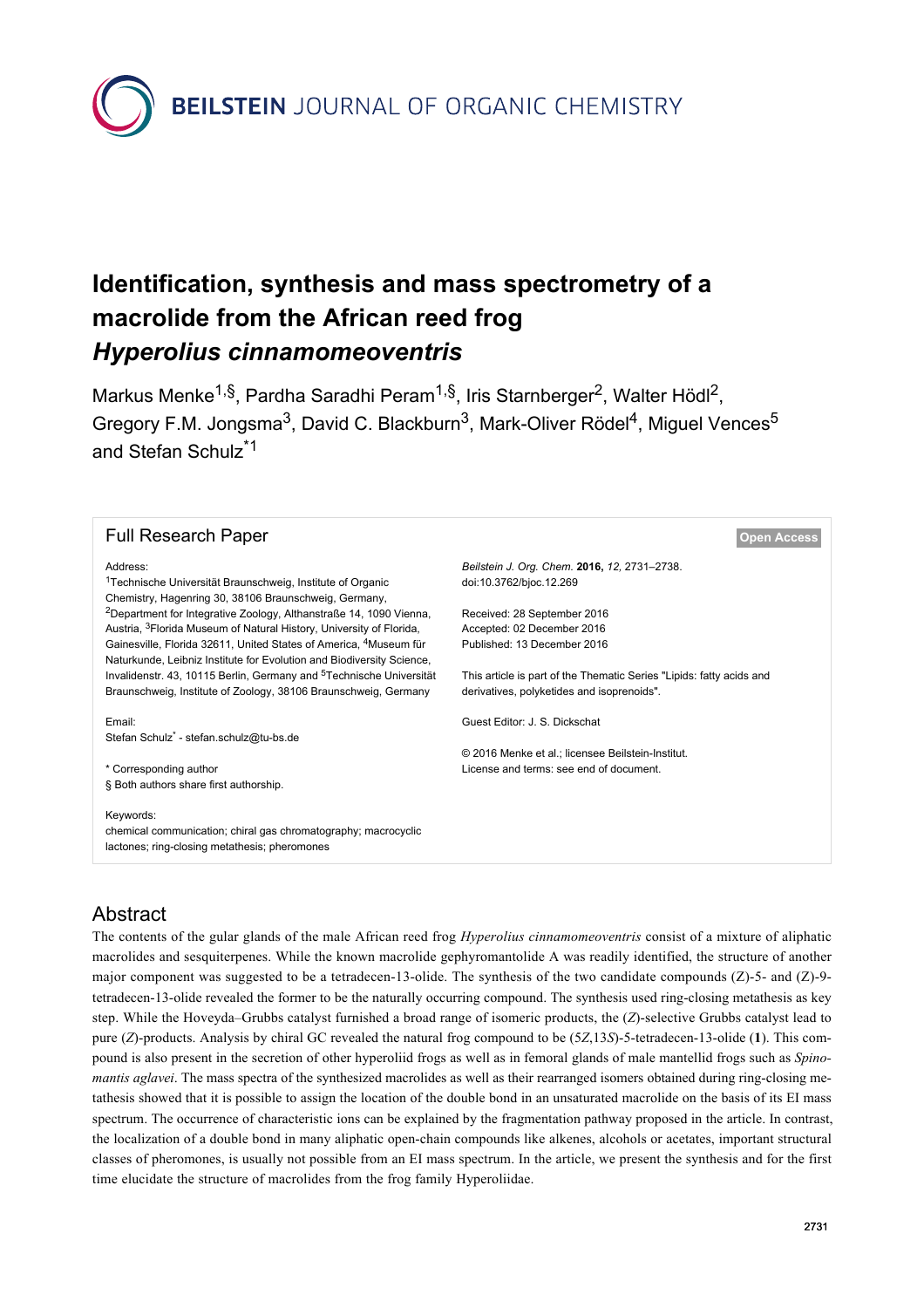# Identification, synthesis and mass spectrometry of a macrolide from the African reed frog *Hyperolius cinnamomeoventris*

Markus Menke[1,§], Pardha Saradhi Peram[1,§], Iris Starnberger[2], Walter Hödl[2], Gregory F.M. Jongsma[3], David C. Blackburn[3], Mark-Oliver Rödel[4], Miguel Vences[5] and Stefan Schulz[*1]

## Full Research Paper

**Open Access**

Address:
[1]Technische Universität Braunschweig, Institute of Organic Chemistry, Hagenring 30, 38106 Braunschweig, Germany, [2]Department for Integrative Zoology, Althanstraße 14, 1090 Vienna, Austria, [3]Florida Museum of Natural History, University of Florida, Gainesville, Florida 32611, United States of America, [4]Museum für Naturkunde, Leibniz Institute for Evolution and Biodiversity Science, Invalidenstr. 43, 10115 Berlin, Germany and [5]Technische Universität Braunschweig, Institute of Zoology, 38106 Braunschweig, Germany

Email:
Stefan Schulz* - stefan.schulz@tu-bs.de

\* Corresponding author
§ Both authors share first authorship.

Keywords:
chemical communication; chiral gas chromatography; macrocyclic lactones; ring-closing metathesis; pheromones

*Beilstein J. Org. Chem.* **2016,** *12,* 2731–2738.
doi:10.3762/bjoc.12.269

Received: 28 September 2016
Accepted: 02 December 2016
Published: 13 December 2016

This article is part of the Thematic Series "Lipids: fatty acids and derivatives, polyketides and isoprenoids".

Guest Editor: J. S. Dickschat

© 2016 Menke et al.; licensee Beilstein-Institut.
License and terms: see end of document.

## Abstract

The contents of the gular glands of the male African reed frog *Hyperolius cinnamomeoventris* consist of a mixture of aliphatic macrolides and sesquiterpenes. While the known macrolide gephyromantolide A was readily identified, the structure of another major component was suggested to be a tetradecen-13-olide. The synthesis of the two candidate compounds (*Z*)-5- and (*Z*)-9-tetradecen-13-olide revealed the former to be the naturally occurring compound. The synthesis used ring-closing metathesis as key step. While the Hoveyda–Grubbs catalyst furnished a broad range of isomeric products, the (*Z*)-selective Grubbs catalyst lead to pure (*Z*)-products. Analysis by chiral GC revealed the natural frog compound to be (5*Z*,13*S*)-5-tetradecen-13-olide (**1**). This compound is also present in the secretion of other hyperoliid frogs as well as in femoral glands of male mantellid frogs such as *Spinomantis aglavei*. The mass spectra of the synthesized macrolides as well as their rearranged isomers obtained during ring-closing metathesis showed that it is possible to assign the location of the double bond in an unsaturated macrolide on the basis of its EI mass spectrum. The occurrence of characteristic ions can be explained by the fragmentation pathway proposed in the article. In contrast, the localization of a double bond in many aliphatic open-chain compounds like alkenes, alcohols or acetates, important structural classes of pheromones, is usually not possible from an EI mass spectrum. In the article, we present the synthesis and for the first time elucidate the structure of macrolides from the frog family Hyperoliidae.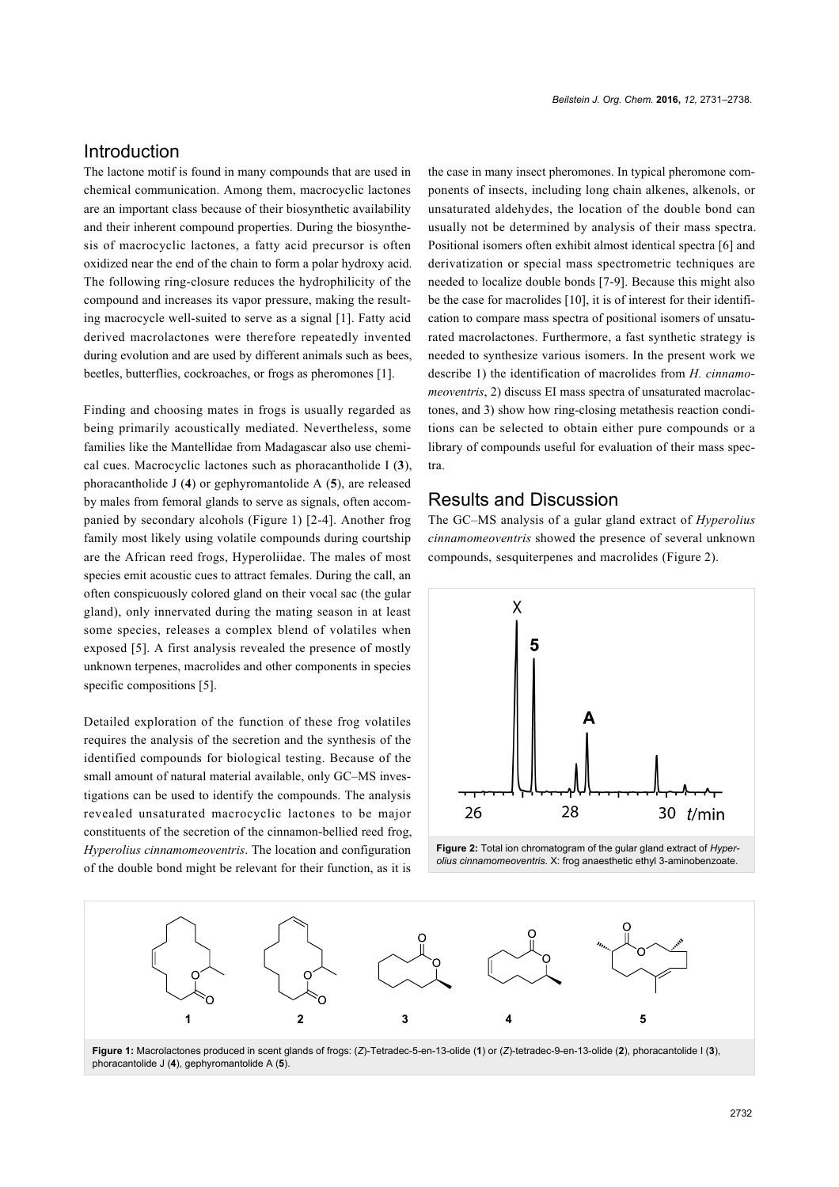## Introduction

The lactone motif is found in many compounds that are used in chemical communication. Among them, macrocyclic lactones are an important class because of their biosynthetic availability and their inherent compound properties. During the biosynthesis of macrocyclic lactones, a fatty acid precursor is often oxidized near the end of the chain to form a polar hydroxy acid. The following ring-closure reduces the hydrophilicity of the compound and increases its vapor pressure, making the resulting macrocycle well-suited to serve as a signal [1]. Fatty acid derived macrolactones were therefore repeatedly invented during evolution and are used by different animals such as bees, beetles, butterflies, cockroaches, or frogs as pheromones [1].

Finding and choosing mates in frogs is usually regarded as being primarily acoustically mediated. Nevertheless, some families like the Mantellidae from Madagascar also use chemical cues. Macrocyclic lactones such as phoracantholide I (**3**), phoracantholide J (**4**) or gephyromantolide A (**5**), are released by males from femoral glands to serve as signals, often accompanied by secondary alcohols (Figure 1) [2-4]. Another frog family most likely using volatile compounds during courtship are the African reed frogs, Hyperoliidae. The males of most species emit acoustic cues to attract females. During the call, an often conspicuously colored gland on their vocal sac (the gular gland), only innervated during the mating season in at least some species, releases a complex blend of volatiles when exposed [5]. A first analysis revealed the presence of mostly unknown terpenes, macrolides and other components in species specific compositions [5].

Detailed exploration of the function of these frog volatiles requires the analysis of the secretion and the synthesis of the identified compounds for biological testing. Because of the small amount of natural material available, only GC–MS investigations can be used to identify the compounds. The analysis revealed unsaturated macrocyclic lactones to be major constituents of the secretion of the cinnamon-bellied reed frog, *Hyperolius cinnamomeoventris*. The location and configuration of the double bond might be relevant for their function, as it is the case in many insect pheromones. In typical pheromone components of insects, including long chain alkenes, alkenols, or unsaturated aldehydes, the location of the double bond can usually not be determined by analysis of their mass spectra. Positional isomers often exhibit almost identical spectra [6] and derivatization or special mass spectrometric techniques are needed to localize double bonds [7-9]. Because this might also be the case for macrolides [10], it is of interest for their identification to compare mass spectra of positional isomers of unsaturated macrolactones. Furthermore, a fast synthetic strategy is needed to synthesize various isomers. In the present work we describe 1) the identification of macrolides from *H. cinnamomeoventris*, 2) discuss EI mass spectra of unsaturated macrolactones, and 3) show how ring-closing metathesis reaction conditions can be selected to obtain either pure compounds or a library of compounds useful for evaluation of their mass spectra.

## Results and Discussion

The GC–MS analysis of a gular gland extract of *Hyperolius cinnamomeoventris* showed the presence of several unknown compounds, sesquiterpenes and macrolides (Figure 2).

**Figure 2:** Total ion chromatogram of the gular gland extract of *Hyperolius cinnamomeoventris*. X: frog anaesthetic ethyl 3-aminobenzoate.

**Figure 1:** Macrolactones produced in scent glands of frogs: (*Z*)-Tetradec-5-en-13-olide (**1**) or (*Z*)-tetradec-9-en-13-olide (**2**), phoracantholide I (**3**), phoracantolide J (**4**), gephyromantolide A (**5**).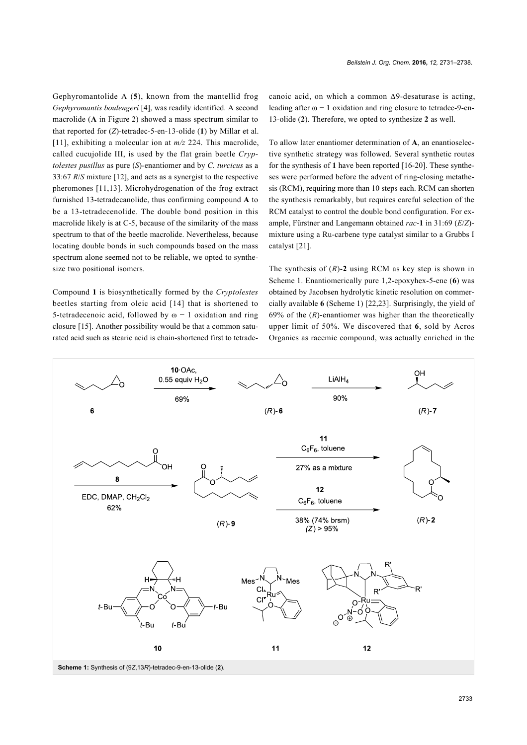Gephyromantolide A (**5**), known from the mantellid frog *Gephyromantis boulengeri* [4], was readily identified. A second macrolide (**A** in Figure 2) showed a mass spectrum similar to that reported for (*Z*)-tetradec-5-en-13-olide (**1**) by Millar et al. [11], exhibiting a molecular ion at *m/z* 224. This macrolide, called cucujolide III, is used by the flat grain beetle *Cryptolestes pusillus* as pure (*S*)-enantiomer and by *C. turcicus* as a 33:67 *R*/*S* mixture [12], and acts as a synergist to the respective pheromones [11,13]. Microhydrogenation of the frog extract furnished 13-tetradecanolide, thus confirming compound **A** to be a 13-tetradecenolide. The double bond position in this macrolide likely is at C-5, because of the similarity of the mass spectrum to that of the beetle macrolide. Nevertheless, because locating double bonds in such compounds based on the mass spectrum alone seemed not to be reliable, we opted to synthesize two positional isomers.

Compound **1** is biosynthetically formed by the *Cryptolestes* beetles starting from oleic acid [14] that is shortened to 5-tetradecenoic acid, followed by ω − 1 oxidation and ring closure [15]. Another possibility would be that a common saturated acid such as stearic acid is chain-shortened first to tetradecanoic acid, on which a common Δ9-desaturase is acting, leading after ω − 1 oxidation and ring closure to tetradec-9-en-13-olide (**2**). Therefore, we opted to synthesize **2** as well.

To allow later enantiomer determination of **A**, an enantioselective synthetic strategy was followed. Several synthetic routes for the synthesis of **1** have been reported [16-20]. These syntheses were performed before the advent of ring-closing metathesis (RCM), requiring more than 10 steps each. RCM can shorten the synthesis remarkably, but requires careful selection of the RCM catalyst to control the double bond configuration. For example, Fürstner and Langemann obtained *rac*-**1** in 31:69 (*E*/*Z*)-mixture using a Ru-carbene type catalyst similar to a Grubbs I catalyst [21].

The synthesis of (*R*)-**2** using RCM as key step is shown in Scheme 1. Enantiomerically pure 1,2-epoxyhex-5-ene (**6**) was obtained by Jacobsen hydrolytic kinetic resolution on commercially available **6** (Scheme 1) [22,23]. Surprisingly, the yield of 69% of the (*R*)-enantiomer was higher than the theoretically upper limit of 50%. We discovered that **6**, sold by Acros Organics as racemic compound, was actually enriched in the

**Scheme 1:** Synthesis of (9*Z*,13*R*)-tetradec-9-en-13-olide (**2**).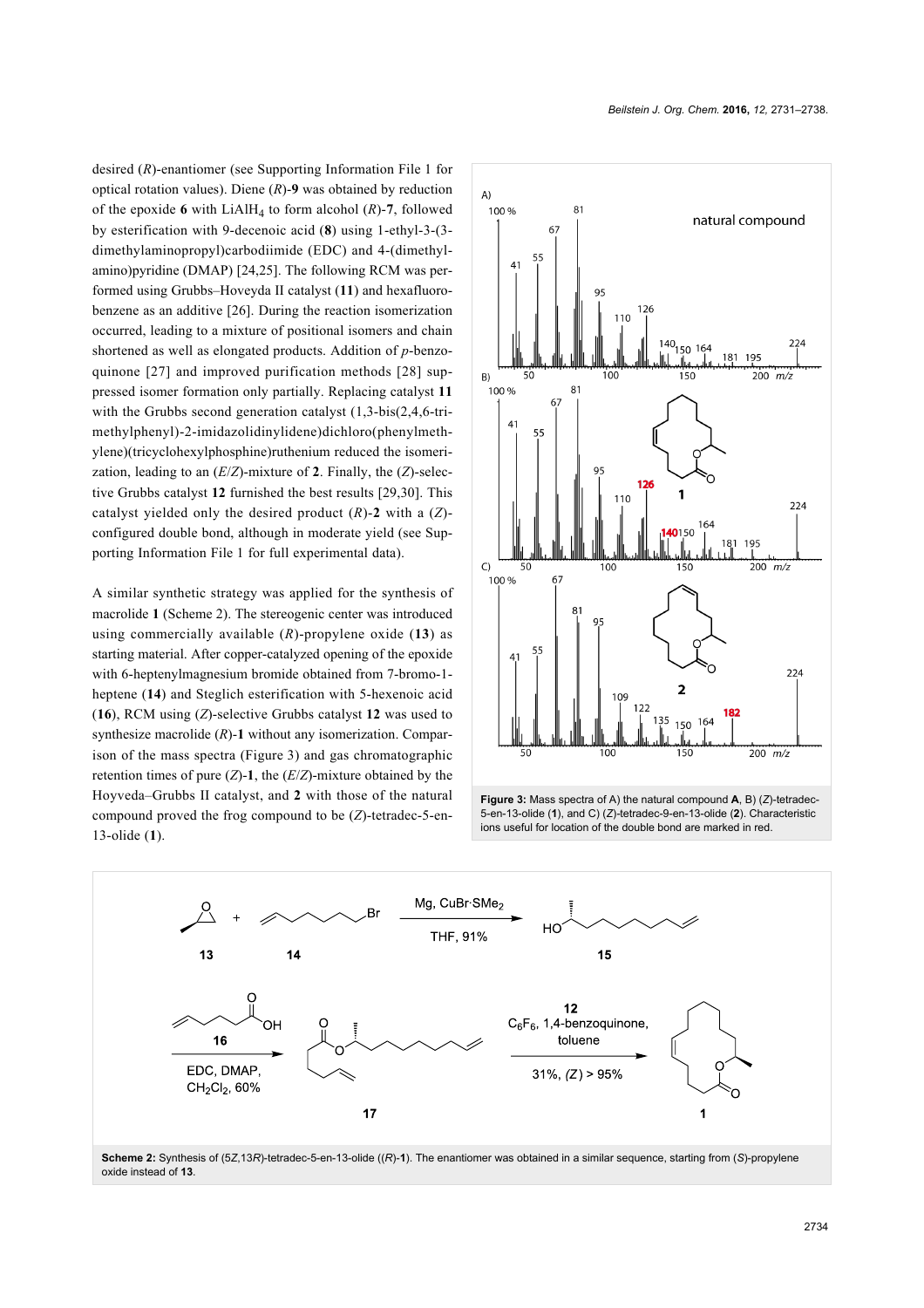desired (*R*)-enantiomer (see Supporting Information File 1 for optical rotation values). Diene (*R*)-**9** was obtained by reduction of the epoxide **6** with $LiAlH_4$ to form alcohol (*R*)-**7**, followed by esterification with 9-decenoic acid (**8**) using 1-ethyl-3-(3-dimethylaminopropyl)carbodiimide (EDC) and 4-(dimethylamino)pyridine (DMAP) [24,25]. The following RCM was performed using Grubbs–Hoveyda II catalyst (**11**) and hexafluorobenzene as an additive [26]. During the reaction isomerization occurred, leading to a mixture of positional isomers and chain shortened as well as elongated products. Addition of *p*-benzoquinone [27] and improved purification methods [28] suppressed isomer formation only partially. Replacing catalyst **11** with the Grubbs second generation catalyst (1,3-bis(2,4,6-trimethylphenyl)-2-imidazolidinylidene)dichloro(phenylmethylene)(tricyclohexylphosphine)ruthenium reduced the isomerization, leading to an (*E*/*Z*)-mixture of **2**. Finally, the (*Z*)-selective Grubbs catalyst **12** furnished the best results [29,30]. This catalyst yielded only the desired product (*R*)-**2** with a (*Z*)-configured double bond, although in moderate yield (see Supporting Information File 1 for full experimental data).

A similar synthetic strategy was applied for the synthesis of macrolide **1** (Scheme 2). The stereogenic center was introduced using commercially available (*R*)-propylene oxide (**13**) as starting material. After copper-catalyzed opening of the epoxide with 6-heptenylmagnesium bromide obtained from 7-bromo-1-heptene (**14**) and Steglich esterification with 5-hexenoic acid (**16**), RCM using (*Z*)-selective Grubbs catalyst **12** was used to synthesize macrolide (*R*)-**1** without any isomerization. Comparison of the mass spectra (Figure 3) and gas chromatographic retention times of pure (*Z*)-**1**, the (*E*/*Z*)-mixture obtained by the Hoyveda–Grubbs II catalyst, and **2** with those of the natural compound proved the frog compound to be (*Z*)-tetradec-5-en-13-olide (**1**).

**Figure 3:** Mass spectra of A) the natural compound **A**, B) (*Z*)-tetradec-5-en-13-olide (**1**), and C) (*Z*)-tetradec-9-en-13-olide (**2**). Characteristic ions useful for location of the double bond are marked in red.

**Scheme 2:** Synthesis of (5*Z*,13*R*)-tetradec-5-en-13-olide ((*R*)-**1**). The enantiomer was obtained in a similar sequence, starting from (*S*)-propylene oxide instead of **13**.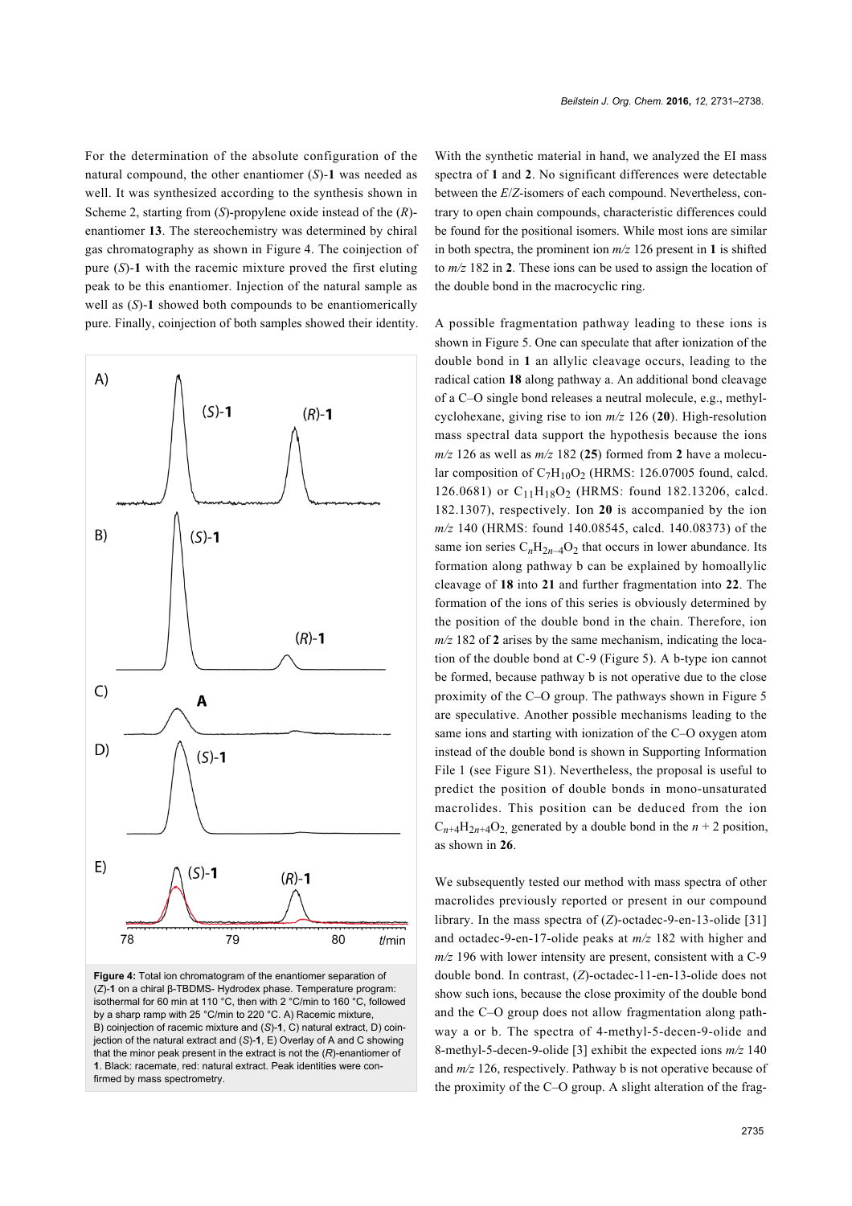For the determination of the absolute configuration of the natural compound, the other enantiomer (*S*)-**1** was needed as well. It was synthesized according to the synthesis shown in Scheme 2, starting from (*S*)-propylene oxide instead of the (*R*)-enantiomer **13**. The stereochemistry was determined by chiral gas chromatography as shown in Figure 4. The coinjection of pure (*S*)-**1** with the racemic mixture proved the first eluting peak to be this enantiomer. Injection of the natural sample as well as (*S*)-**1** showed both compounds to be enantiomerically pure. Finally, coinjection of both samples showed their identity.

**Figure 4:** Total ion chromatogram of the enantiomer separation of (*Z*)-**1** on a chiral β-TBDMS- Hydrodex phase. Temperature program: isothermal for 60 min at 110 °C, then with 2 °C/min to 160 °C, followed by a sharp ramp with 25 °C/min to 220 °C. A) Racemic mixture, B) coinjection of racemic mixture and (*S*)-**1**, C) natural extract, D) coinjection of the natural extract and (*S*)-**1**, E) Overlay of A and C showing that the minor peak present in the extract is not the (*R*)-enantiomer of **1**. Black: racemate, red: natural extract. Peak identities were confirmed by mass spectrometry.

With the synthetic material in hand, we analyzed the EI mass spectra of **1** and **2**. No significant differences were detectable between the *E*/*Z*-isomers of each compound. Nevertheless, contrary to open chain compounds, characteristic differences could be found for the positional isomers. While most ions are similar in both spectra, the prominent ion *m/z* 126 present in **1** is shifted to *m/z* 182 in **2**. These ions can be used to assign the location of the double bond in the macrocyclic ring.

A possible fragmentation pathway leading to these ions is shown in Figure 5. One can speculate that after ionization of the double bond in **1** an allylic cleavage occurs, leading to the radical cation **18** along pathway a. An additional bond cleavage of a C–O single bond releases a neutral molecule, e.g., methylcyclohexane, giving rise to ion *m/z* 126 (**20**). High-resolution mass spectral data support the hypothesis because the ions *m/z* 126 as well as *m/z* 182 (**25**) formed from **2** have a molecular composition of $C_7H_{10}O_2$ (HRMS: 126.07005 found, calcd. 126.0681) or $C_{11}H_{18}O_2$ (HRMS: found 182.13206, calcd. 182.1307), respectively. Ion **20** is accompanied by the ion *m/z* 140 (HRMS: found 140.08545, calcd. 140.08373) of the same ion series $C_nH_{2n-4}O_2$ that occurs in lower abundance. Its formation along pathway b can be explained by homoallylic cleavage of **18** into **21** and further fragmentation into **22**. The formation of the ions of this series is obviously determined by the position of the double bond in the chain. Therefore, ion *m/z* 182 of **2** arises by the same mechanism, indicating the location of the double bond at C-9 (Figure 5). A b-type ion cannot be formed, because pathway b is not operative due to the close proximity of the C–O group. The pathways shown in Figure 5 are speculative. Another possible mechanisms leading to the same ions and starting with ionization of the C–O oxygen atom instead of the double bond is shown in Supporting Information File 1 (see Figure S1). Nevertheless, the proposal is useful to predict the position of double bonds in mono-unsaturated macrolides. This position can be deduced from the ion $C_{n+4}H_{2n+4}O_2$, generated by a double bond in the $n + 2$ position, as shown in **26**.

We subsequently tested our method with mass spectra of other macrolides previously reported or present in our compound library. In the mass spectra of (*Z*)-octadec-9-en-13-olide [31] and octadec-9-en-17-olide peaks at *m/z* 182 with higher and *m/z* 196 with lower intensity are present, consistent with a C-9 double bond. In contrast, (*Z*)-octadec-11-en-13-olide does not show such ions, because the close proximity of the double bond and the C–O group does not allow fragmentation along pathway a or b. The spectra of 4-methyl-5-decen-9-olide and 8-methyl-5-decen-9-olide [3] exhibit the expected ions *m/z* 140 and *m/z* 126, respectively. Pathway b is not operative because of the proximity of the C–O group. A slight alteration of the frag-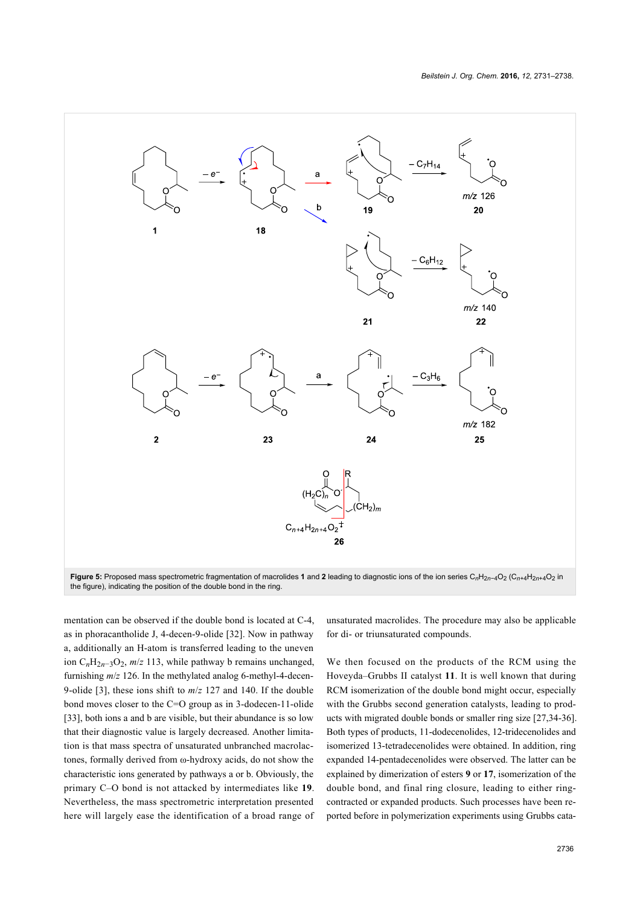**Figure 5:** Proposed mass spectrometric fragmentation of macrolides **1** and **2** leading to diagnostic ions of the ion series $C_nH_{2n−4}O_2$ ($C_{n+4}H_{2n+4}O_2$ in the figure), indicating the position of the double bond in the ring.

mentation can be observed if the double bond is located at C-4, as in phoracantholide J, 4-decen-9-olide [32]. Now in pathway a, additionally an H-atom is transferred leading to the uneven ion $C_nH_{2n−3}O_2$, *m/z* 113, while pathway b remains unchanged, furnishing *m/z* 126. In the methylated analog 6-methyl-4-decen-9-olide [3], these ions shift to *m/z* 127 and 140. If the double bond moves closer to the C=O group as in 3-dodecen-11-olide [33], both ions a and b are visible, but their abundance is so low that their diagnostic value is largely decreased. Another limitation is that mass spectra of unsaturated unbranched macrolactones, formally derived from ω-hydroxy acids, do not show the characteristic ions generated by pathways a or b. Obviously, the primary C–O bond is not attacked by intermediates like **19**. Nevertheless, the mass spectrometric interpretation presented here will largely ease the identification of a broad range of unsaturated macrolides. The procedure may also be applicable for di- or triunsaturated compounds.

We then focused on the products of the RCM using the Hoveyda–Grubbs II catalyst **11**. It is well known that during RCM isomerization of the double bond might occur, especially with the Grubbs second generation catalysts, leading to products with migrated double bonds or smaller ring size [27,34-36]. Both types of products, 11-dodecenolides, 12-tridecenolides and isomerized 13-tetradecenolides were obtained. In addition, ring expanded 14-pentadecenolides were observed. The latter can be explained by dimerization of esters **9** or **17**, isomerization of the double bond, and final ring closure, leading to either ring-contracted or expanded products. Such processes have been reported before in polymerization experiments using Grubbs cata-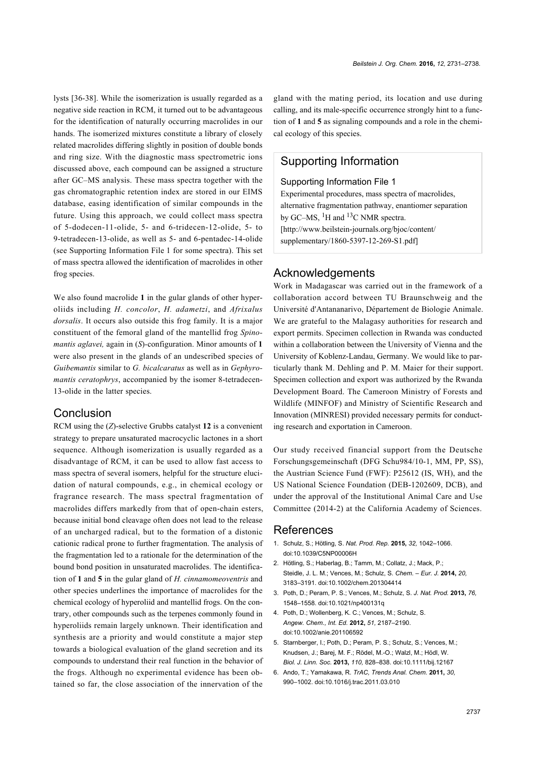lysts [36-38]. While the isomerization is usually regarded as a negative side reaction in RCM, it turned out to be advantageous for the identification of naturally occurring macrolides in our hands. The isomerized mixtures constitute a library of closely related macrolides differing slightly in position of double bonds and ring size. With the diagnostic mass spectrometric ions discussed above, each compound can be assigned a structure after GC–MS analysis. These mass spectra together with the gas chromatographic retention index are stored in our EIMS database, easing identification of similar compounds in the future. Using this approach, we could collect mass spectra of 5-dodecen-11-olide, 5- and 6-tridecen-12-olide, 5- to 9-tetradecen-13-olide, as well as 5- and 6-pentadec-14-olide (see Supporting Information File 1 for some spectra). This set of mass spectra allowed the identification of macrolides in other frog species.

We also found macrolide **1** in the gular glands of other hyperoliids including *H. concolor*, *H. adametzi*, and *Afrixalus dorsalis*. It occurs also outside this frog family. It is a major constituent of the femoral gland of the mantellid frog *Spinomantis aglavei,* again in (*S*)-configuration. Minor amounts of **1** were also present in the glands of an undescribed species of *Guibemantis* similar to *G. bicalcaratus* as well as in *Gephyromantis ceratophrys*, accompanied by the isomer 8-tetradecen-13-olide in the latter species.

## Conclusion

RCM using the (*Z*)-selective Grubbs catalyst **12** is a convenient strategy to prepare unsaturated macrocyclic lactones in a short sequence. Although isomerization is usually regarded as a disadvantage of RCM, it can be used to allow fast access to mass spectra of several isomers, helpful for the structure elucidation of natural compounds, e.g., in chemical ecology or fragrance research. The mass spectral fragmentation of macrolides differs markedly from that of open-chain esters, because initial bond cleavage often does not lead to the release of an uncharged radical, but to the formation of a distonic cationic radical prone to further fragmentation. The analysis of the fragmentation led to a rationale for the determination of the bound bond position in unsaturated macrolides. The identification of **1** and **5** in the gular gland of *H. cinnamomeoventris* and other species underlines the importance of macrolides for the chemical ecology of hyperoliid and mantellid frogs. On the contrary, other compounds such as the terpenes commonly found in hyperoliids remain largely unknown. Their identification and synthesis are a priority and would constitute a major step towards a biological evaluation of the gland secretion and its compounds to understand their real function in the behavior of the frogs. Although no experimental evidence has been obtained so far, the close association of the innervation of the gland with the mating period, its location and use during calling, and its male-specific occurrence strongly hint to a function of **1** and **5** as signaling compounds and a role in the chemical ecology of this species.

## Supporting Information

### Supporting Information File 1

Experimental procedures, mass spectra of macrolides, alternative fragmentation pathway, enantiomer separation by GC–MS, $^{1}$H and $^{13}$C NMR spectra.
[http://www.beilstein-journals.org/bjoc/content/supplementary/1860-5397-12-269-S1.pdf]

## Acknowledgements

Work in Madagascar was carried out in the framework of a collaboration accord between TU Braunschweig and the Université d'Antananarivo, Département de Biologie Animale. We are grateful to the Malagasy authorities for research and export permits. Specimen collection in Rwanda was conducted within a collaboration between the University of Vienna and the University of Koblenz-Landau, Germany. We would like to particularly thank M. Dehling and P. M. Maier for their support. Specimen collection and export was authorized by the Rwanda Development Board. The Cameroon Ministry of Forests and Wildlife (MINFOF) and Ministry of Scientific Research and Innovation (MINRESI) provided necessary permits for conducting research and exportation in Cameroon.

Our study received financial support from the Deutsche Forschungsgemeinschaft (DFG Schu984/10-1, MM, PP, SS), the Austrian Science Fund (FWF): P25612 (IS, WH), and the US National Science Foundation (DEB-1202609, DCB), and under the approval of the Institutional Animal Care and Use Committee (2014-2) at the California Academy of Sciences.

## References

1. Schulz, S.; Hötling, S. *Nat. Prod. Rep.* **2015,** *32,* 1042–1066. doi:10.1039/C5NP00006H
2. Hötling, S.; Haberlag, B.; Tamm, M.; Collatz, J.; Mack, P.; Steidle, J. L. M.; Vences, M.; Schulz, S. *Chem. – Eur. J.* **2014,** *20,* 3183–3191. doi:10.1002/chem.201304414
3. Poth, D.; Peram, P. S.; Vences, M.; Schulz, S. *J. Nat. Prod.* **2013,** *76,* 1548–1558. doi:10.1021/np400131q
4. Poth, D.; Wollenberg, K. C.; Vences, M.; Schulz, S. *Angew. Chem., Int. Ed.* **2012,** *51,* 2187–2190. doi:10.1002/anie.201106592
5. Starnberger, I.; Poth, D.; Peram, P. S.; Schulz, S.; Vences, M.; Knudsen, J.; Barej, M. F.; Rödel, M.-O.; Walzl, M.; Hödl, W. *Biol. J. Linn. Soc.* **2013,** *110,* 828–838. doi:10.1111/bij.12167
6. Ando, T.; Yamakawa, R. *TrAC, Trends Anal. Chem.* **2011,** *30,* 990–1002. doi:10.1016/j.trac.2011.03.010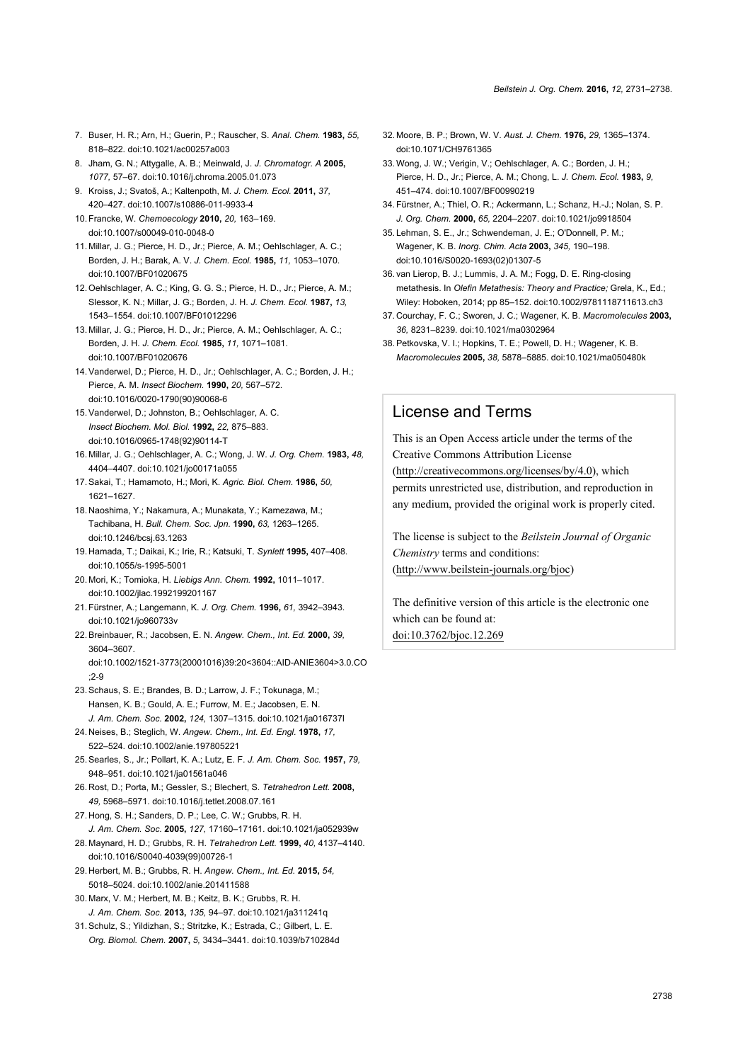7. Buser, H. R.; Arn, H.; Guerin, P.; Rauscher, S. *Anal. Chem.* **1983,** *55,* 818–822. doi:10.1021/ac00257a003
8. Jham, G. N.; Attygalle, A. B.; Meinwald, J. *J. Chromatogr. A* **2005,** *1077,* 57–67. doi:10.1016/j.chroma.2005.01.073
9. Kroiss, J.; Svatoš, A.; Kaltenpoth, M. *J. Chem. Ecol.* **2011,** *37,* 420–427. doi:10.1007/s10886-011-9933-4
10. Francke, W. *Chemoecology* **2010,** *20,* 163–169. doi:10.1007/s00049-010-0048-0
11. Millar, J. G.; Pierce, H. D., Jr.; Pierce, A. M.; Oehlschlager, A. C.; Borden, J. H.; Barak, A. V. *J. Chem. Ecol.* **1985,** *11,* 1053–1070. doi:10.1007/BF01020675
12. Oehlschlager, A. C.; King, G. G. S.; Pierce, H. D., Jr.; Pierce, A. M.; Slessor, K. N.; Millar, J. G.; Borden, J. H. *J. Chem. Ecol.* **1987,** *13,* 1543–1554. doi:10.1007/BF01012296
13. Millar, J. G.; Pierce, H. D., Jr.; Pierce, A. M.; Oehlschlager, A. C.; Borden, J. H. *J. Chem. Ecol.* **1985,** *11,* 1071–1081. doi:10.1007/BF01020676
14. Vanderwel, D.; Pierce, H. D., Jr.; Oehlschlager, A. C.; Borden, J. H.; Pierce, A. M. *Insect Biochem.* **1990,** *20,* 567–572. doi:10.1016/0020-1790(90)90068-6
15. Vanderwel, D.; Johnston, B.; Oehlschlager, A. C. *Insect Biochem. Mol. Biol.* **1992,** *22,* 875–883. doi:10.1016/0965-1748(92)90114-T
16. Millar, J. G.; Oehlschlager, A. C.; Wong, J. W. *J. Org. Chem.* **1983,** *48,* 4404–4407. doi:10.1021/jo00171a055
17. Sakai, T.; Hamamoto, H.; Mori, K. *Agric. Biol. Chem.* **1986,** *50,* 1621–1627.
18. Naoshima, Y.; Nakamura, A.; Munakata, Y.; Kamezawa, M.; Tachibana, H. *Bull. Chem. Soc. Jpn.* **1990,** *63,* 1263–1265. doi:10.1246/bcsj.63.1263
19. Hamada, T.; Daikai, K.; Irie, R.; Katsuki, T. *Synlett* **1995,** 407–408. doi:10.1055/s-1995-5001
20. Mori, K.; Tomioka, H. *Liebigs Ann. Chem.* **1992,** 1011–1017. doi:10.1002/jlac.1992199201167
21. Fürstner, A.; Langemann, K. *J. Org. Chem.* **1996,** *61,* 3942–3943. doi:10.1021/jo960733v
22. Breinbauer, R.; Jacobsen, E. N. *Angew. Chem., Int. Ed.* **2000,** *39,* 3604–3607. doi:10.1002/1521-3773(20001016)39:20<3604::AID-ANIE3604>3.0.CO;2-9
23. Schaus, S. E.; Brandes, B. D.; Larrow, J. F.; Tokunaga, M.; Hansen, K. B.; Gould, A. E.; Furrow, M. E.; Jacobsen, E. N. *J. Am. Chem. Soc.* **2002,** *124,* 1307–1315. doi:10.1021/ja016737l
24. Neises, B.; Steglich, W. *Angew. Chem., Int. Ed. Engl.* **1978,** *17,* 522–524. doi:10.1002/anie.197805221
25. Searles, S., Jr.; Pollart, K. A.; Lutz, E. F. *J. Am. Chem. Soc.* **1957,** *79,* 948–951. doi:10.1021/ja01561a046
26. Rost, D.; Porta, M.; Gessler, S.; Blechert, S. *Tetrahedron Lett.* **2008,** *49,* 5968–5971. doi:10.1016/j.tetlet.2008.07.161
27. Hong, S. H.; Sanders, D. P.; Lee, C. W.; Grubbs, R. H. *J. Am. Chem. Soc.* **2005,** *127,* 17160–17161. doi:10.1021/ja052939w
28. Maynard, H. D.; Grubbs, R. H. *Tetrahedron Lett.* **1999,** *40,* 4137–4140. doi:10.1016/S0040-4039(99)00726-1
29. Herbert, M. B.; Grubbs, R. H. *Angew. Chem., Int. Ed.* **2015,** *54,* 5018–5024. doi:10.1002/anie.201411588
30. Marx, V. M.; Herbert, M. B.; Keitz, B. K.; Grubbs, R. H. *J. Am. Chem. Soc.* **2013,** *135,* 94–97. doi:10.1021/ja311241q
31. Schulz, S.; Yildizhan, S.; Stritzke, K.; Estrada, C.; Gilbert, L. E. *Org. Biomol. Chem.* **2007,** *5,* 3434–3441. doi:10.1039/b710284d
32. Moore, B. P.; Brown, W. V. *Aust. J. Chem.* **1976,** *29,* 1365–1374. doi:10.1071/CH9761365
33. Wong, J. W.; Verigin, V.; Oehlschlager, A. C.; Borden, J. H.; Pierce, H. D., Jr.; Pierce, A. M.; Chong, L. *J. Chem. Ecol.* **1983,** *9,* 451–474. doi:10.1007/BF00990219
34. Fürstner, A.; Thiel, O. R.; Ackermann, L.; Schanz, H.-J.; Nolan, S. P. *J. Org. Chem.* **2000,** *65,* 2204–2207. doi:10.1021/jo9918504
35. Lehman, S. E., Jr.; Schwendeman, J. E.; O'Donnell, P. M.; Wagener, K. B. *Inorg. Chim. Acta* **2003,** *345,* 190–198. doi:10.1016/S0020-1693(02)01307-5
36. van Lierop, B. J.; Lummis, J. A. M.; Fogg, D. E. Ring-closing metathesis. In *Olefin Metathesis: Theory and Practice;* Grela, K., Ed.; Wiley: Hoboken, 2014; pp 85–152. doi:10.1002/9781118711613.ch3
37. Courchay, F. C.; Sworen, J. C.; Wagener, K. B. *Macromolecules* **2003,** *36,* 8231–8239. doi:10.1021/ma0302964
38. Petkovska, V. I.; Hopkins, T. E.; Powell, D. H.; Wagener, K. B. *Macromolecules* **2005,** *38,* 5878–5885. doi:10.1021/ma050480k

## License and Terms

This is an Open Access article under the terms of the Creative Commons Attribution License (http://creativecommons.org/licenses/by/4.0), which permits unrestricted use, distribution, and reproduction in any medium, provided the original work is properly cited.

The license is subject to the *Beilstein Journal of Organic Chemistry* terms and conditions: (http://www.beilstein-journals.org/bjoc)

The definitive version of this article is the electronic one which can be found at: doi:10.3762/bjoc.12.269